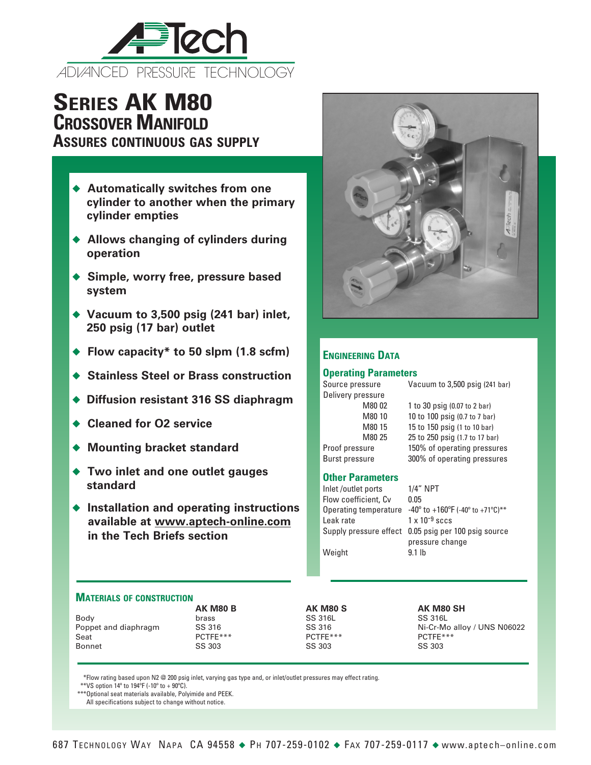# APTech

ADVANCED PRESSURE TECHNOLOGY

# Series AK M80
## Crossover Manifold
### Assures continuous gas supply

- **Automatically switches from one cylinder to another when the primary cylinder empties**
- **Allows changing of cylinders during operation**
- **Simple, worry free, pressure based system**
- **Vacuum to 3,500 psig (241 bar) inlet, 250 psig (17 bar) outlet**
- **Flow capacity* to 50 slpm (1.8 scfm)**
- **Stainless Steel or Brass construction**
- **Diffusion resistant 316 SS diaphragm**
- **Cleaned for O2 service**
- **Mounting bracket standard**
- **Two inlet and one outlet gauges standard**
- **Installation and operating instructions available at www.aptech-online.com in the Tech Briefs section**

## Engineering Data

### Operating Parameters

| | |
|---|---|
| Source pressure | Vacuum to 3,500 psig (241 bar) |
| Delivery pressure | |
| M80 02 | 1 to 30 psig (0.07 to 2 bar) |
| M80 10 | 10 to 100 psig (0.7 to 7 bar) |
| M80 15 | 15 to 150 psig (1 to 10 bar) |
| M80 25 | 25 to 250 psig (1.7 to 17 bar) |
| Proof pressure | 150% of operating pressures |
| Burst pressure | 300% of operating pressures |

### Other Parameters

| | |
|---|---|
| Inlet /outlet ports | 1/4" NPT |
| Flow coefficient, Cv | 0.05 |
| Operating temperature | -40° to +160°F (-40° to +71°C)** |
| Leak rate | $1 \times 10^{-9}$ sccs |
| Supply pressure effect | 0.05 psig per 100 psig source pressure change |
| Weight | 9.1 lb |

## Materials of construction

| | AK M80 B | AK M80 S | AK M80 SH |
|---|---|---|---|
| Body | brass | SS 316L | SS 316L |
| Poppet and diaphragm | SS 316 | SS 316 | Ni-Cr-Mo alloy / UNS N06022 |
| Seat | PCTFE*** | PCTFE*** | PCTFE*** |
| Bonnet | SS 303 | SS 303 | SS 303 |

*Flow rating based upon N2 @ 200 psig inlet, varying gas type and, or inlet/outlet pressures may effect rating.
**VS option 14° to 194°F (-10° to + 90°C).
***Optional seat materials available, Polyimide and PEEK.
All specifications subject to change without notice.

687 Technology Way Napa CA 94558 ◆ Ph 707-259-0102 ◆ Fax 707-259-0117 ◆ www.aptech–online.com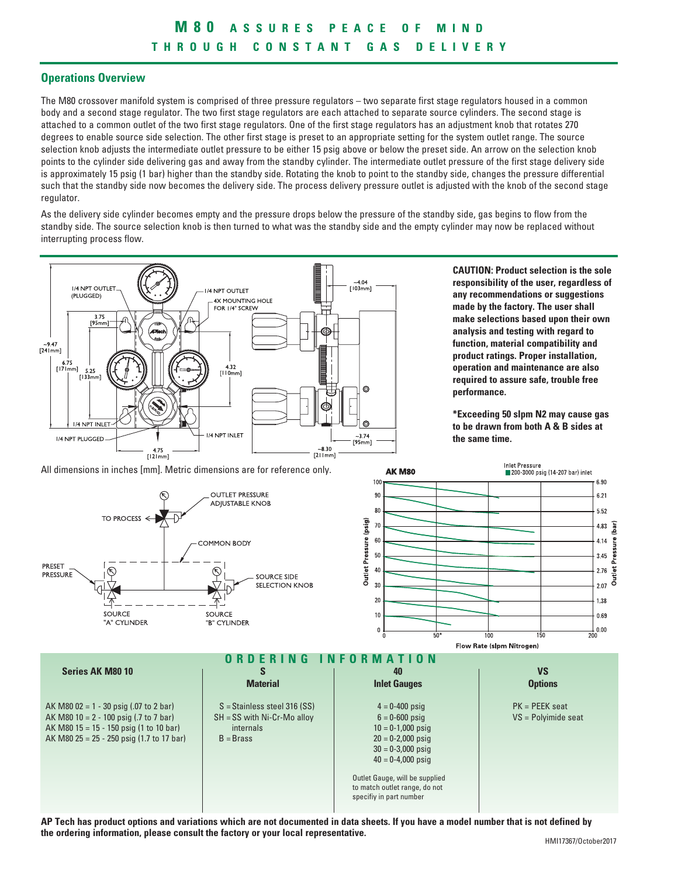# M80 ASSURES PEACE OF MIND THROUGH CONSTANT GAS DELIVERY

## Operations Overview

The M80 crossover manifold system is comprised of three pressure regulators – two separate first stage regulators housed in a common body and a second stage regulator. The two first stage regulators are each attached to separate source cylinders. The second stage is attached to a common outlet of the two first stage regulators. One of the first stage regulators has an adjustment knob that rotates 270 degrees to enable source side selection. The other first stage is preset to an appropriate setting for the system outlet range. The source selection knob adjusts the intermediate outlet pressure to be either 15 psig above or below the preset side. An arrow on the selection knob points to the cylinder side delivering gas and away from the standby cylinder. The intermediate outlet pressure of the first stage delivery side is approximately 15 psig (1 bar) higher than the standby side. Rotating the knob to point to the standby side, changes the pressure differential such that the standby side now becomes the delivery side. The process delivery pressure outlet is adjusted with the knob of the second stage regulator.

As the delivery side cylinder becomes empty and the pressure drops below the pressure of the standby side, gas begins to flow from the standby side. The source selection knob is then turned to what was the standby side and the empty cylinder may now be replaced without interrupting process flow.

1/4 NPT OUTLET (PLUGGED)
1/4 NPT OUTLET
4X MOUNTING HOLE FOR 1/4" SCREW
3.75 [95mm]
~9.47 [241mm]
6.75 [171mm]
5.25 [133mm]
4.32 [110mm]
1/4 NPT INLET
1/4 NPT PLUGGED
1/4 NPT INLET
4.75 [121mm]
~4.04 [103mm]
~3.74 [95mm]
~8.30 [211mm]

All dimensions in inches [mm]. Metric dimensions are for reference only.

**CAUTION: Product selection is the sole responsibility of the user, regardless of any recommendations or suggestions made by the factory. The user shall make selections based upon their own analysis and testing with regard to function, material compatibility and product ratings. Proper installation, operation and maintenance are also required to assure safe, trouble free performance.**

**\*Exceeding 50 slpm N2 may cause gas to be drawn from both A & B sides at the same time.**

TO PROCESS
OUTLET PRESSURE ADJUSTABLE KNOB
COMMON BODY
PRESET PRESSURE
SOURCE SIDE SELECTION KNOB
SOURCE "A" CYLINDER
SOURCE "B" CYLINDER

AK M80
Inlet Pressure
200-3000 psig (14-207 bar) inlet
Outlet Pressure (psig): 0, 10, 20, 30, 40, 50, 60, 70, 80, 90, 100
Outlet Pressure (bar): 0.00, 0.69, 1.38, 2.07, 2.76, 3.45, 4.14, 4.83, 5.52, 6.21, 6.90
Flow Rate (slpm Nitrogen): 0, 50*, 100, 150, 200

## ORDERING INFORMATION

| Series AK M80 10 | S<br>Material | 40<br>Inlet Gauges | VS<br>Options |
|---|---|---|---|
| AK M80 02 = 1 - 30 psig (.07 to 2 bar)<br>AK M80 10 = 2 - 100 psig (.7 to 7 bar)<br>AK M80 15 = 15 - 150 psig (1 to 10 bar)<br>AK M80 25 = 25 - 250 psig (1.7 to 17 bar) | S = Stainless steel 316 (SS)<br>SH = SS with Ni-Cr-Mo alloy internals<br>B = Brass | 4 = 0-400 psig<br>6 = 0-600 psig<br>10 = 0-1,000 psig<br>20 = 0-2,000 psig<br>30 = 0-3,000 psig<br>40 = 0-4,000 psig<br><br>Outlet Gauge, will be supplied to match outlet range, do not specifiy in part number | PK = PEEK seat<br>VS = Polyimide seat |

**AP Tech has product options and variations which are not documented in data sheets. If you have a model number that is not defined by the ordering information, please consult the factory or your local representative.**

HMI17367/October2017